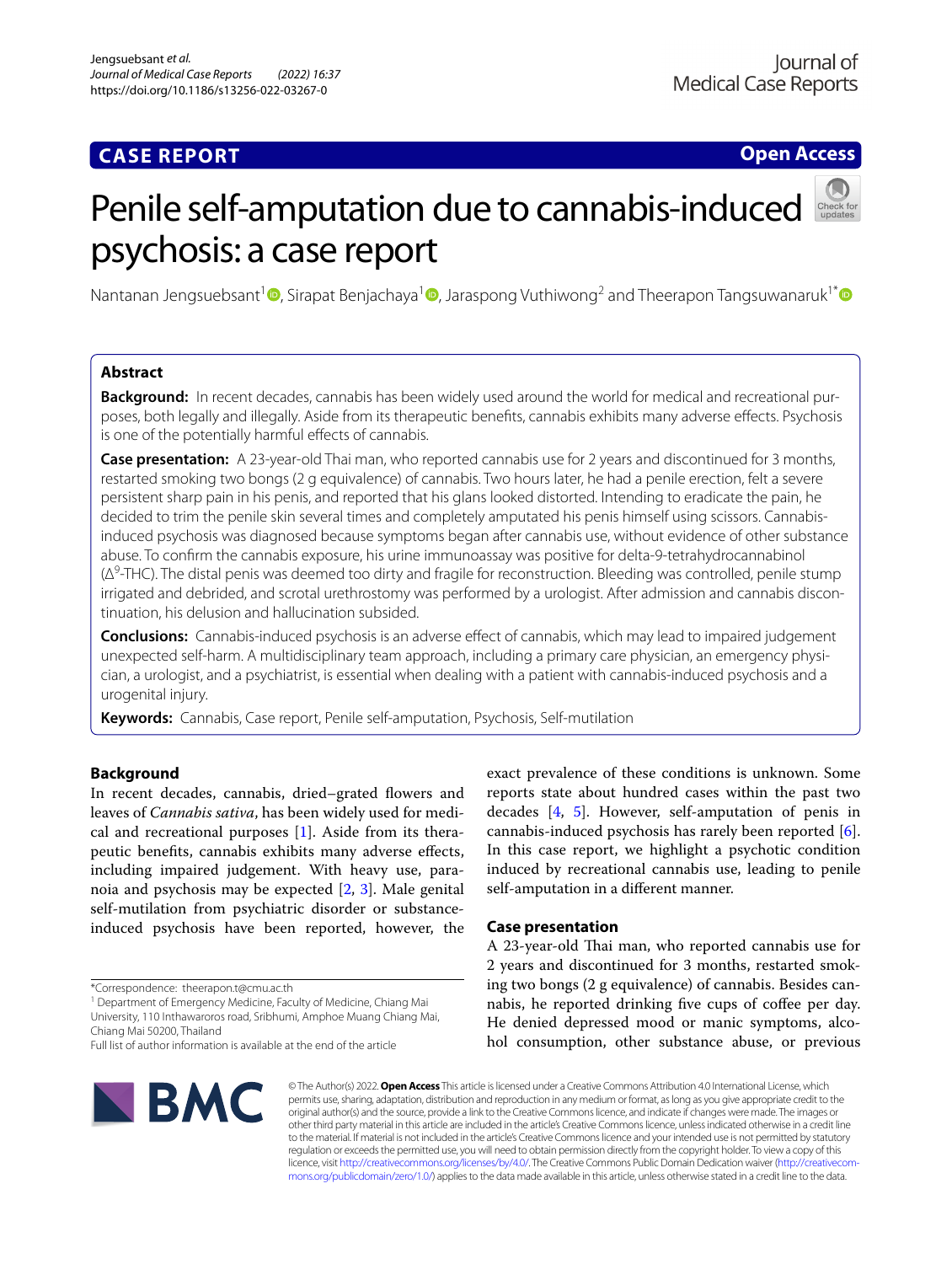CASE REPORT

Open Access

# Penile self-amputation due to cannabis-induced psychosis: a case report

Nantanan Jengsuebsant[1], Sirapat Benjachaya[1], Jaraspong Vuthiwong[2] and Theerapon Tangsuwanaruk[1*]

## Abstract

**Background:** In recent decades, cannabis has been widely used around the world for medical and recreational purposes, both legally and illegally. Aside from its therapeutic benefits, cannabis exhibits many adverse effects. Psychosis is one of the potentially harmful effects of cannabis.

**Case presentation:** A 23-year-old Thai man, who reported cannabis use for 2 years and discontinued for 3 months, restarted smoking two bongs (2 g equivalence) of cannabis. Two hours later, he had a penile erection, felt a severe persistent sharp pain in his penis, and reported that his glans looked distorted. Intending to eradicate the pain, he decided to trim the penile skin several times and completely amputated his penis himself using scissors. Cannabis-induced psychosis was diagnosed because symptoms began after cannabis use, without evidence of other substance abuse. To confirm the cannabis exposure, his urine immunoassay was positive for delta-9-tetrahydrocannabinol ($\Delta^9$-THC). The distal penis was deemed too dirty and fragile for reconstruction. Bleeding was controlled, penile stump irrigated and debrided, and scrotal urethrostomy was performed by a urologist. After admission and cannabis discontinuation, his delusion and hallucination subsided.

**Conclusions:** Cannabis-induced psychosis is an adverse effect of cannabis, which may lead to impaired judgement unexpected self-harm. A multidisciplinary team approach, including a primary care physician, an emergency physician, a urologist, and a psychiatrist, is essential when dealing with a patient with cannabis-induced psychosis and a urogenital injury.

**Keywords:** Cannabis, Case report, Penile self-amputation, Psychosis, Self-mutilation

## Background

In recent decades, cannabis, dried–grated flowers and leaves of *Cannabis sativa*, has been widely used for medical and recreational purposes [1]. Aside from its therapeutic benefits, cannabis exhibits many adverse effects, including impaired judgement. With heavy use, paranoia and psychosis may be expected [2, 3]. Male genital self-mutilation from psychiatric disorder or substance-induced psychosis have been reported, however, the exact prevalence of these conditions is unknown. Some reports state about hundred cases within the past two decades [4, 5]. However, self-amputation of penis in cannabis-induced psychosis has rarely been reported [6]. In this case report, we highlight a psychotic condition induced by recreational cannabis use, leading to penile self-amputation in a different manner.

## Case presentation

A 23-year-old Thai man, who reported cannabis use for 2 years and discontinued for 3 months, restarted smoking two bongs (2 g equivalence) of cannabis. Besides cannabis, he reported drinking five cups of coffee per day. He denied depressed mood or manic symptoms, alcohol consumption, other substance abuse, or previous

*Correspondence: theerapon.t@cmu.ac.th

[1] Department of Emergency Medicine, Faculty of Medicine, Chiang Mai University, 110 Inthawaroros road, Sribhumi, Amphoe Muang Chiang Mai, Chiang Mai 50200, Thailand

Full list of author information is available at the end of the article

© The Author(s) 2022. **Open Access** This article is licensed under a Creative Commons Attribution 4.0 International License, which permits use, sharing, adaptation, distribution and reproduction in any medium or format, as long as you give appropriate credit to the original author(s) and the source, provide a link to the Creative Commons licence, and indicate if changes were made. The images or other third party material in this article are included in the article's Creative Commons licence, unless indicated otherwise in a credit line to the material. If material is not included in the article's Creative Commons licence and your intended use is not permitted by statutory regulation or exceeds the permitted use, you will need to obtain permission directly from the copyright holder. To view a copy of this licence, visit http://creativecommons.org/licenses/by/4.0/. The Creative Commons Public Domain Dedication waiver (http://creativecommons.org/publicdomain/zero/1.0/) applies to the data made available in this article, unless otherwise stated in a credit line to the data.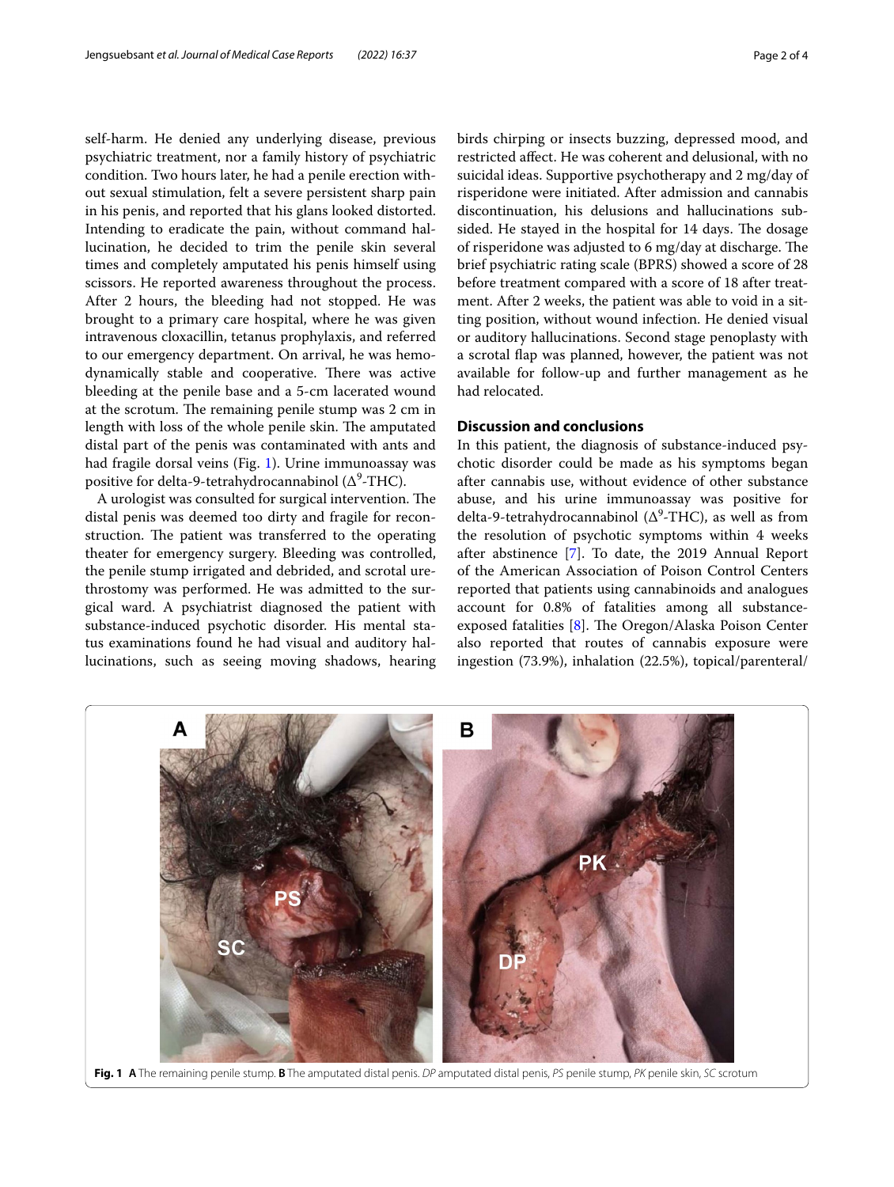self-harm. He denied any underlying disease, previous psychiatric treatment, nor a family history of psychiatric condition. Two hours later, he had a penile erection without sexual stimulation, felt a severe persistent sharp pain in his penis, and reported that his glans looked distorted. Intending to eradicate the pain, without command hallucination, he decided to trim the penile skin several times and completely amputated his penis himself using scissors. He reported awareness throughout the process. After 2 hours, the bleeding had not stopped. He was brought to a primary care hospital, where he was given intravenous cloxacillin, tetanus prophylaxis, and referred to our emergency department. On arrival, he was hemodynamically stable and cooperative. There was active bleeding at the penile base and a 5-cm lacerated wound at the scrotum. The remaining penile stump was 2 cm in length with loss of the whole penile skin. The amputated distal part of the penis was contaminated with ants and had fragile dorsal veins (Fig. 1). Urine immunoassay was positive for delta-9-tetrahydrocannabinol ($\Delta^9$-THC).

A urologist was consulted for surgical intervention. The distal penis was deemed too dirty and fragile for reconstruction. The patient was transferred to the operating theater for emergency surgery. Bleeding was controlled, the penile stump irrigated and debrided, and scrotal urethrostomy was performed. He was admitted to the surgical ward. A psychiatrist diagnosed the patient with substance-induced psychotic disorder. His mental status examinations found he had visual and auditory hallucinations, such as seeing moving shadows, hearing birds chirping or insects buzzing, depressed mood, and restricted affect. He was coherent and delusional, with no suicidal ideas. Supportive psychotherapy and 2 mg/day of risperidone were initiated. After admission and cannabis discontinuation, his delusions and hallucinations subsided. He stayed in the hospital for 14 days. The dosage of risperidone was adjusted to 6 mg/day at discharge. The brief psychiatric rating scale (BPRS) showed a score of 28 before treatment compared with a score of 18 after treatment. After 2 weeks, the patient was able to void in a sitting position, without wound infection. He denied visual or auditory hallucinations. Second stage penoplasty with a scrotal flap was planned, however, the patient was not available for follow-up and further management as he had relocated.

## Discussion and conclusions

In this patient, the diagnosis of substance-induced psychotic disorder could be made as his symptoms began after cannabis use, without evidence of other substance abuse, and his urine immunoassay was positive for delta-9-tetrahydrocannabinol ($\Delta^9$-THC), as well as from the resolution of psychotic symptoms within 4 weeks after abstinence [7]. To date, the 2019 Annual Report of the American Association of Poison Control Centers reported that patients using cannabinoids and analogues account for 0.8% of fatalities among all substance-exposed fatalities [8]. The Oregon/Alaska Poison Center also reported that routes of cannabis exposure were ingestion (73.9%), inhalation (22.5%), topical/parenteral/

**Fig. 1** **A** The remaining penile stump. **B** The amputated distal penis. *DP* amputated distal penis, *PS* penile stump, *PK* penile skin, *SC* scrotum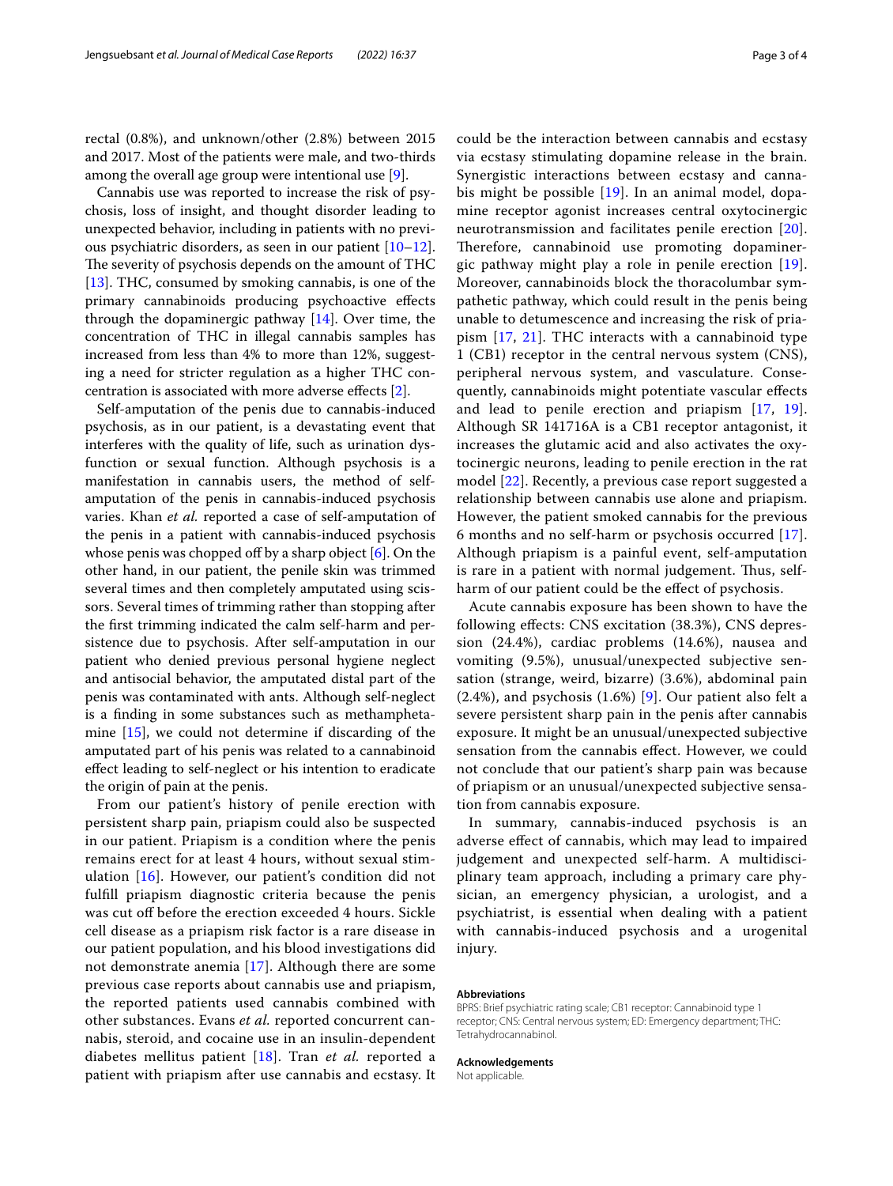rectal (0.8%), and unknown/other (2.8%) between 2015 and 2017. Most of the patients were male, and two-thirds among the overall age group were intentional use [9].

Cannabis use was reported to increase the risk of psychosis, loss of insight, and thought disorder leading to unexpected behavior, including in patients with no previous psychiatric disorders, as seen in our patient [10–12]. The severity of psychosis depends on the amount of THC [13]. THC, consumed by smoking cannabis, is one of the primary cannabinoids producing psychoactive effects through the dopaminergic pathway [14]. Over time, the concentration of THC in illegal cannabis samples has increased from less than 4% to more than 12%, suggesting a need for stricter regulation as a higher THC concentration is associated with more adverse effects [2].

Self-amputation of the penis due to cannabis-induced psychosis, as in our patient, is a devastating event that interferes with the quality of life, such as urination dysfunction or sexual function. Although psychosis is a manifestation in cannabis users, the method of self-amputation of the penis in cannabis-induced psychosis varies. Khan *et al.* reported a case of self-amputation of the penis in a patient with cannabis-induced psychosis whose penis was chopped off by a sharp object [6]. On the other hand, in our patient, the penile skin was trimmed several times and then completely amputated using scissors. Several times of trimming rather than stopping after the first trimming indicated the calm self-harm and persistence due to psychosis. After self-amputation in our patient who denied previous personal hygiene neglect and antisocial behavior, the amputated distal part of the penis was contaminated with ants. Although self-neglect is a finding in some substances such as methamphetamine [15], we could not determine if discarding of the amputated part of his penis was related to a cannabinoid effect leading to self-neglect or his intention to eradicate the origin of pain at the penis.

From our patient's history of penile erection with persistent sharp pain, priapism could also be suspected in our patient. Priapism is a condition where the penis remains erect for at least 4 hours, without sexual stimulation [16]. However, our patient's condition did not fulfill priapism diagnostic criteria because the penis was cut off before the erection exceeded 4 hours. Sickle cell disease as a priapism risk factor is a rare disease in our patient population, and his blood investigations did not demonstrate anemia [17]. Although there are some previous case reports about cannabis use and priapism, the reported patients used cannabis combined with other substances. Evans *et al.* reported concurrent cannabis, steroid, and cocaine use in an insulin-dependent diabetes mellitus patient [18]. Tran *et al.* reported a patient with priapism after use cannabis and ecstasy. It could be the interaction between cannabis and ecstasy via ecstasy stimulating dopamine release in the brain. Synergistic interactions between ecstasy and cannabis might be possible [19]. In an animal model, dopamine receptor agonist increases central oxytocinergic neurotransmission and facilitates penile erection [20]. Therefore, cannabinoid use promoting dopaminergic pathway might play a role in penile erection [19]. Moreover, cannabinoids block the thoracolumbar sympathetic pathway, which could result in the penis being unable to detumescence and increasing the risk of priapism [17, 21]. THC interacts with a cannabinoid type 1 (CB1) receptor in the central nervous system (CNS), peripheral nervous system, and vasculature. Consequently, cannabinoids might potentiate vascular effects and lead to penile erection and priapism [17, 19]. Although SR 141716A is a CB1 receptor antagonist, it increases the glutamic acid and also activates the oxytocinergic neurons, leading to penile erection in the rat model [22]. Recently, a previous case report suggested a relationship between cannabis use alone and priapism. However, the patient smoked cannabis for the previous 6 months and no self-harm or psychosis occurred [17]. Although priapism is a painful event, self-amputation is rare in a patient with normal judgement. Thus, self-harm of our patient could be the effect of psychosis.

Acute cannabis exposure has been shown to have the following effects: CNS excitation (38.3%), CNS depression (24.4%), cardiac problems (14.6%), nausea and vomiting (9.5%), unusual/unexpected subjective sensation (strange, weird, bizarre) (3.6%), abdominal pain (2.4%), and psychosis (1.6%) [9]. Our patient also felt a severe persistent sharp pain in the penis after cannabis exposure. It might be an unusual/unexpected subjective sensation from the cannabis effect. However, we could not conclude that our patient's sharp pain was because of priapism or an unusual/unexpected subjective sensation from cannabis exposure.

In summary, cannabis-induced psychosis is an adverse effect of cannabis, which may lead to impaired judgement and unexpected self-harm. A multidisciplinary team approach, including a primary care physician, an emergency physician, a urologist, and a psychiatrist, is essential when dealing with a patient with cannabis-induced psychosis and a urogenital injury.

#### Abbreviations

BPRS: Brief psychiatric rating scale; CB1 receptor: Cannabinoid type 1 receptor; CNS: Central nervous system; ED: Emergency department; THC: Tetrahydrocannabinol.

#### Acknowledgements

Not applicable.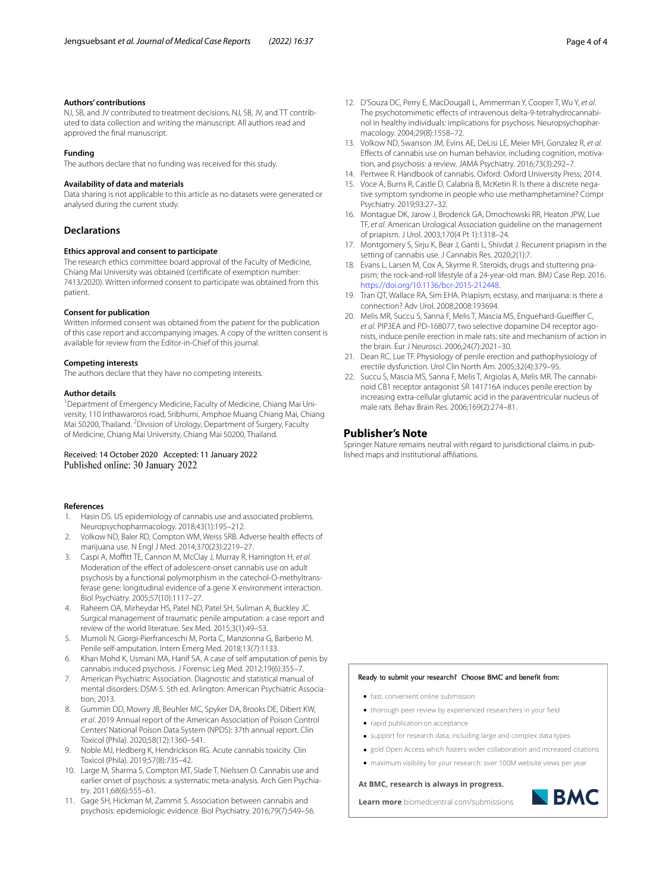### Authors' contributions

NJ, SB, and JV contributed to treatment decisions. NJ, SB, JV, and TT contributed to data collection and writing the manuscript. All authors read and approved the final manuscript.

### Funding

The authors declare that no funding was received for this study.

### Availability of data and materials

Data sharing is not applicable to this article as no datasets were generated or analysed during the current study.

## Declarations

### Ethics approval and consent to participate

The research ethics committee board approval of the Faculty of Medicine, Chiang Mai University was obtained (certificate of exemption number: 7413/2020). Written informed consent to participate was obtained from this patient.

### Consent for publication

Written informed consent was obtained from the patient for the publication of this case report and accompanying images. A copy of the written consent is available for review from the Editor-in-Chief of this journal.

### Competing interests

The authors declare that they have no competing interests.

### Author details

[1]Department of Emergency Medicine, Faculty of Medicine, Chiang Mai University, 110 Inthawaroros road, Sribhumi, Amphoe Muang Chiang Mai, Chiang Mai 50200, Thailand. [2]Division of Urology, Department of Surgery, Faculty of Medicine, Chiang Mai University, Chiang Mai 50200, Thailand.

Received: 14 October 2020 Accepted: 11 January 2022
Published online: 30 January 2022

### References

1. Hasin DS. US epidemiology of cannabis use and associated problems. Neuropsychopharmacology. 2018;43(1):195–212.
2. Volkow ND, Baler RD, Compton WM, Weiss SRB. Adverse health effects of marijuana use. N Engl J Med. 2014;370(23):2219–27.
3. Caspi A, Moffitt TE, Cannon M, McClay J, Murray R, Harrington H, *et al*. Moderation of the effect of adolescent-onset cannabis use on adult psychosis by a functional polymorphism in the catechol-O-methyltransferase gene: longitudinal evidence of a gene X environment interaction. Biol Psychiatry. 2005;57(10):1117–27.
4. Raheem OA, Mirheydar HS, Patel ND, Patel SH, Suliman A, Buckley JC. Surgical management of traumatic penile amputation: a case report and review of the world literature. Sex Med. 2015;3(1):49–53.
5. Mumoli N, Giorgi-Pierfranceschi M, Porta C, Manzionna G, Barberio M. Penile self-amputation. Intern Emerg Med. 2018;13(7):1133.
6. Khan Mohd K, Usmani MA, Hanif SA. A case of self amputation of penis by cannabis induced psychosis. J Forensic Leg Med. 2012;19(6):355–7.
7. American Psychiatric Association. Diagnostic and statistical manual of mental disorders: DSM-5. 5th ed. Arlington: American Psychiatric Association; 2013.
8. Gummin DD, Mowry JB, Beuhler MC, Spyker DA, Brooks DE, Dibert KW, *et al*. 2019 Annual report of the American Association of Poison Control Centers' National Poison Data System (NPDS): 37th annual report. Clin Toxicol (Phila). 2020;58(12):1360–541.
9. Noble MJ, Hedberg K, Hendrickson RG. Acute cannabis toxicity. Clin Toxicol (Phila). 2019;57(8):735–42.
10. Large M, Sharma S, Compton MT, Slade T, Nielssen O. Cannabis use and earlier onset of psychosis: a systematic meta-analysis. Arch Gen Psychiatry. 2011;68(6):555–61.
11. Gage SH, Hickman M, Zammit S. Association between cannabis and psychosis: epidemiologic evidence. Biol Psychiatry. 2016;79(7):549–56.
12. D'Souza DC, Perry E, MacDougall L, Ammerman Y, Cooper T, Wu Y, *et al*. The psychotomimetic effects of intravenous delta-9-tetrahydrocannabinol in healthy individuals: implications for psychosis. Neuropsychopharmacology. 2004;29(8):1558–72.
13. Volkow ND, Swanson JM, Evins AE, DeLisi LE, Meier MH, Gonzalez R, *et al*. Effects of cannabis use on human behavior, including cognition, motivation, and psychosis: a review. JAMA Psychiatry. 2016;73(3):292–7.
14. Pertwee R. Handbook of cannabis. Oxford: Oxford University Press; 2014.
15. Voce A, Burns R, Castle D, Calabria B, McKetin R. Is there a discrete negative symptom syndrome in people who use methamphetamine? Compr Psychiatry. 2019;93:27–32.
16. Montague DK, Jarow J, Broderick GA, Dmochowski RR, Heaton JPW, Lue TF, *et al*. American Urological Association guideline on the management of priapism. J Urol. 2003;170(4 Pt 1):1318–24.
17. Montgomery S, Sirju K, Bear J, Ganti L, Shivdat J. Recurrent priapism in the setting of cannabis use. J Cannabis Res. 2020;2(1):7.
18. Evans L, Larsen M, Cox A, Skyrme R. Steroids, drugs and stuttering priapism; the rock-and-roll lifestyle of a 24-year-old man. BMJ Case Rep. 2016. https://doi.org/10.1136/bcr-2015-212448.
19. Tran QT, Wallace RA, Sim EHA. Priapism, ecstasy, and marijuana: is there a connection? Adv Urol. 2008;2008:193694.
20. Melis MR, Succu S, Sanna F, Melis T, Mascia MS, Enguehard-Gueiffier C, *et al*. PIP3EA and PD-168077, two selective dopamine D4 receptor agonists, induce penile erection in male rats: site and mechanism of action in the brain. Eur J Neurosci. 2006;24(7):2021–30.
21. Dean RC, Lue TF. Physiology of penile erection and pathophysiology of erectile dysfunction. Urol Clin North Am. 2005;32(4):379–95.
22. Succu S, Mascia MS, Sanna F, Melis T, Argiolas A, Melis MR. The cannabinoid CB1 receptor antagonist SR 141716A induces penile erection by increasing extra-cellular glutamic acid in the paraventricular nucleus of male rats. Behav Brain Res. 2006;169(2):274–81.

## Publisher's Note

Springer Nature remains neutral with regard to jurisdictional claims in published maps and institutional affiliations.

Ready to submit your research? Choose BMC and benefit from:

- fast, convenient online submission
- thorough peer review by experienced researchers in your field
- rapid publication on acceptance
- support for research data, including large and complex data types
- gold Open Access which fosters wider collaboration and increased citations
- maximum visibility for your research: over 100M website views per year

**At BMC, research is always in progress.**

**Learn more** biomedcentral.com/submissions

BMC